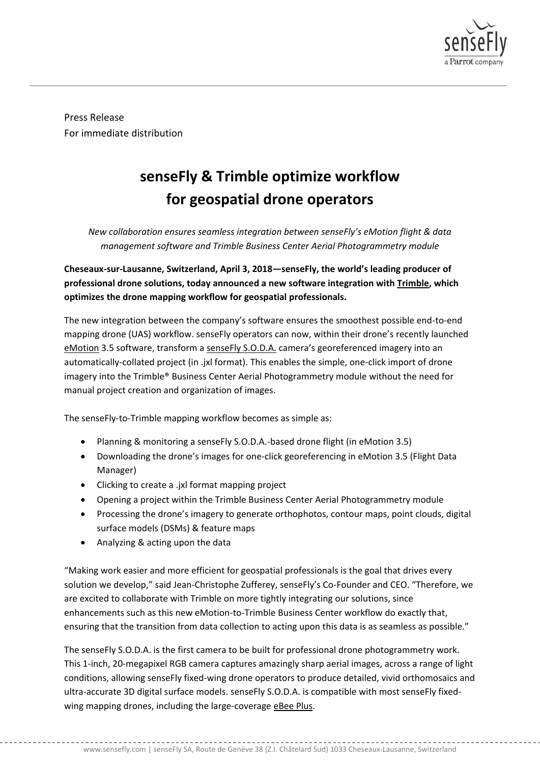Press Release
For immediate distribution

# senseFly & Trimble optimize workflow for geospatial drone operators

*New collaboration ensures seamless integration between senseFly's eMotion flight & data management software and Trimble Business Center Aerial Photogrammetry module*

**Cheseaux-sur-Lausanne, Switzerland, April 3, 2018—senseFly, the world's leading producer of professional drone solutions, today announced a new software integration with Trimble, which optimizes the drone mapping workflow for geospatial professionals.**

The new integration between the company's software ensures the smoothest possible end-to-end mapping drone (UAS) workflow. senseFly operators can now, within their drone's recently launched eMotion 3.5 software, transform a senseFly S.O.D.A. camera's georeferenced imagery into an automatically-collated project (in .jxl format). This enables the simple, one-click import of drone imagery into the Trimble® Business Center Aerial Photogrammetry module without the need for manual project creation and organization of images.

The senseFly-to-Trimble mapping workflow becomes as simple as:

- Planning & monitoring a senseFly S.O.D.A.-based drone flight (in eMotion 3.5)
- Downloading the drone's images for one-click georeferencing in eMotion 3.5 (Flight Data Manager)
- Clicking to create a .jxl format mapping project
- Opening a project within the Trimble Business Center Aerial Photogrammetry module
- Processing the drone's imagery to generate orthophotos, contour maps, point clouds, digital surface models (DSMs) & feature maps
- Analyzing & acting upon the data

"Making work easier and more efficient for geospatial professionals is the goal that drives every solution we develop," said Jean-Christophe Zufferey, senseFly's Co-Founder and CEO. "Therefore, we are excited to collaborate with Trimble on more tightly integrating our solutions, since enhancements such as this new eMotion-to-Trimble Business Center workflow do exactly that, ensuring that the transition from data collection to acting upon this data is as seamless as possible."

The senseFly S.O.D.A. is the first camera to be built for professional drone photogrammetry work. This 1-inch, 20-megapixel RGB camera captures amazingly sharp aerial images, across a range of light conditions, allowing senseFly fixed-wing drone operators to produce detailed, vivid orthomosaics and ultra-accurate 3D digital surface models. senseFly S.O.D.A. is compatible with most senseFly fixed-wing mapping drones, including the large-coverage eBee Plus.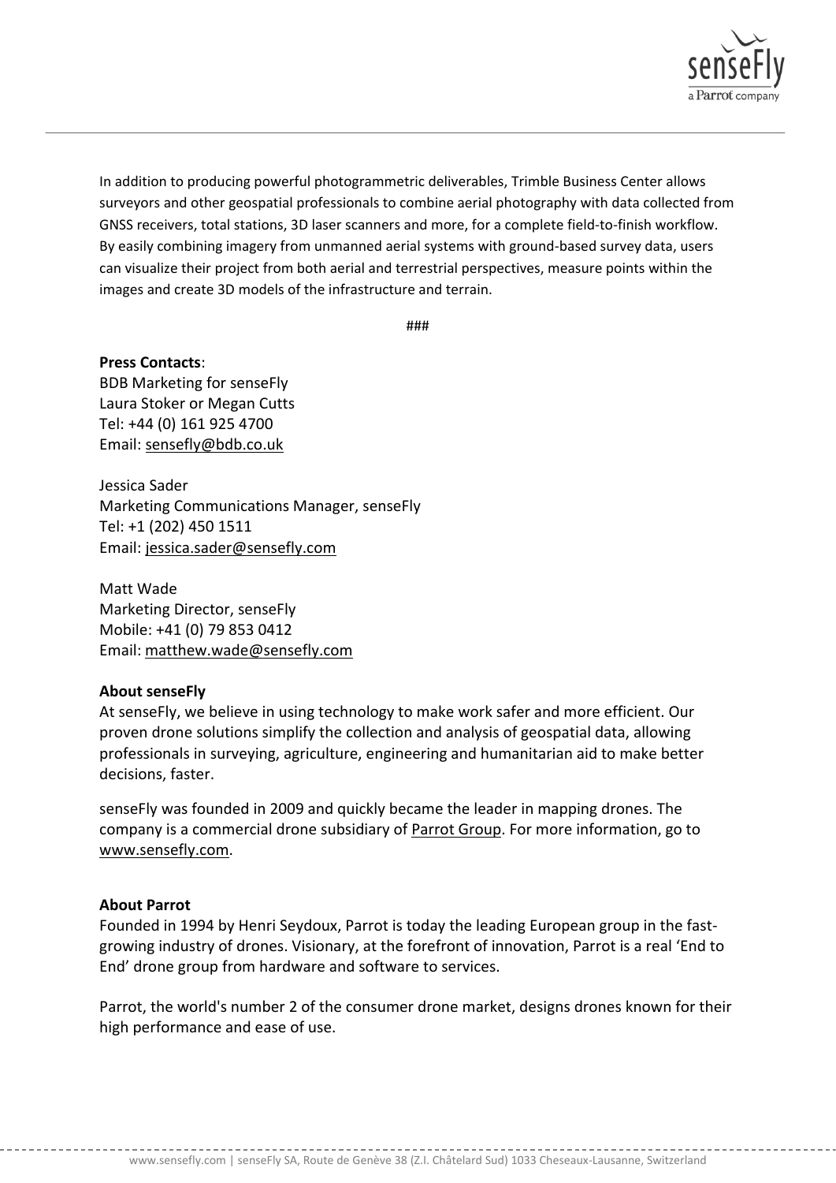In addition to producing powerful photogrammetric deliverables, Trimble Business Center allows surveyors and other geospatial professionals to combine aerial photography with data collected from GNSS receivers, total stations, 3D laser scanners and more, for a complete field-to-finish workflow. By easily combining imagery from unmanned aerial systems with ground-based survey data, users can visualize their project from both aerial and terrestrial perspectives, measure points within the images and create 3D models of the infrastructure and terrain.

###

**Press Contacts**:
BDB Marketing for senseFly
Laura Stoker or Megan Cutts
Tel: +44 (0) 161 925 4700
Email: sensefly@bdb.co.uk

Jessica Sader
Marketing Communications Manager, senseFly
Tel: +1 (202) 450 1511
Email: jessica.sader@sensefly.com

Matt Wade
Marketing Director, senseFly
Mobile: +41 (0) 79 853 0412
Email: matthew.wade@sensefly.com

**About senseFly**

At senseFly, we believe in using technology to make work safer and more efficient. Our proven drone solutions simplify the collection and analysis of geospatial data, allowing professionals in surveying, agriculture, engineering and humanitarian aid to make better decisions, faster.

senseFly was founded in 2009 and quickly became the leader in mapping drones. The company is a commercial drone subsidiary of Parrot Group. For more information, go to www.sensefly.com.

**About Parrot**

Founded in 1994 by Henri Seydoux, Parrot is today the leading European group in the fast-growing industry of drones. Visionary, at the forefront of innovation, Parrot is a real 'End to End' drone group from hardware and software to services.

Parrot, the world's number 2 of the consumer drone market, designs drones known for their high performance and ease of use.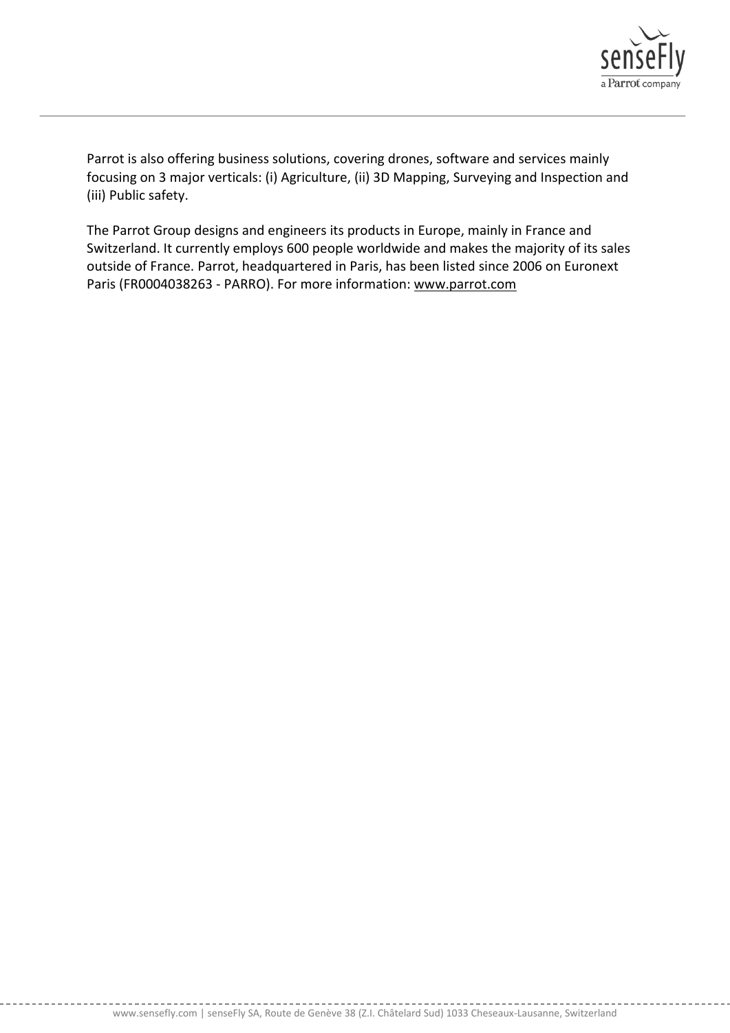Parrot is also offering business solutions, covering drones, software and services mainly focusing on 3 major verticals: (i) Agriculture, (ii) 3D Mapping, Surveying and Inspection and (iii) Public safety.

The Parrot Group designs and engineers its products in Europe, mainly in France and Switzerland. It currently employs 600 people worldwide and makes the majority of its sales outside of France. Parrot, headquartered in Paris, has been listed since 2006 on Euronext Paris (FR0004038263 - PARRO). For more information: www.parrot.com